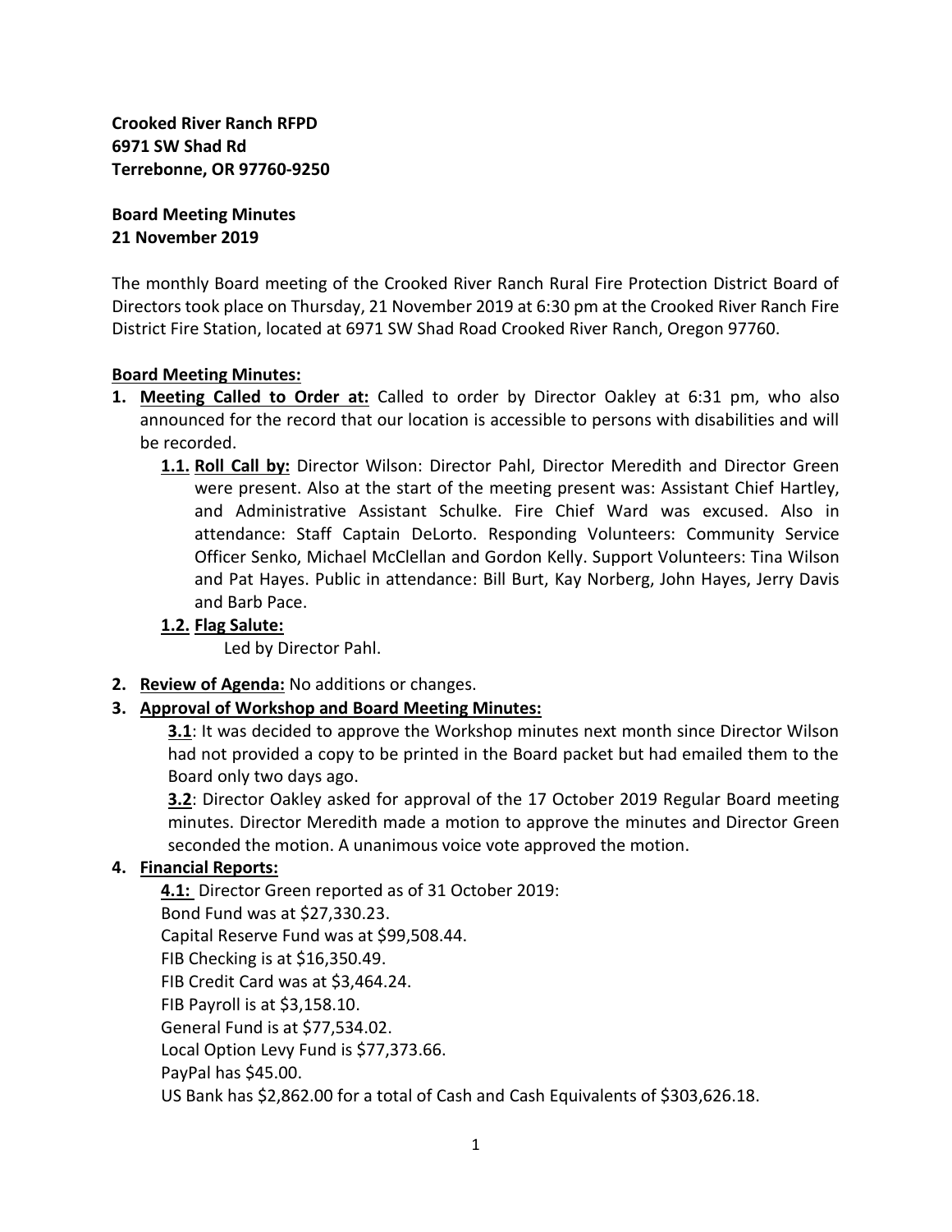**Crooked River Ranch RFPD**
**6971 SW Shad Rd**
**Terrebonne, OR 97760-9250**

**Board Meeting Minutes**
**21 November 2019**

The monthly Board meeting of the Crooked River Ranch Rural Fire Protection District Board of Directors took place on Thursday, 21 November 2019 at 6:30 pm at the Crooked River Ranch Fire District Fire Station, located at 6971 SW Shad Road Crooked River Ranch, Oregon 97760.

**Board Meeting Minutes:**

1. **Meeting Called to Order at:** Called to order by Director Oakley at 6:31 pm, who also announced for the record that our location is accessible to persons with disabilities and will be recorded.
   - **1.1. Roll Call by:** Director Wilson: Director Pahl, Director Meredith and Director Green were present. Also at the start of the meeting present was: Assistant Chief Hartley, and Administrative Assistant Schulke. Fire Chief Ward was excused. Also in attendance: Staff Captain DeLorto. Responding Volunteers: Community Service Officer Senko, Michael McClellan and Gordon Kelly. Support Volunteers: Tina Wilson and Pat Hayes. Public in attendance: Bill Burt, Kay Norberg, John Hayes, Jerry Davis and Barb Pace.
   - **1.2. Flag Salute:**
     Led by Director Pahl.
2. **Review of Agenda:** No additions or changes.
3. **Approval of Workshop and Board Meeting Minutes:**
   **3.1**: It was decided to approve the Workshop minutes next month since Director Wilson had not provided a copy to be printed in the Board packet but had emailed them to the Board only two days ago.
   **3.2**: Director Oakley asked for approval of the 17 October 2019 Regular Board meeting minutes. Director Meredith made a motion to approve the minutes and Director Green seconded the motion. A unanimous voice vote approved the motion.
4. **Financial Reports:**
   **4.1:** Director Green reported as of 31 October 2019:
   Bond Fund was at $27,330.23.
   Capital Reserve Fund was at $99,508.44.
   FIB Checking is at $16,350.49.
   FIB Credit Card was at $3,464.24.
   FIB Payroll is at $3,158.10.
   General Fund is at $77,534.02.
   Local Option Levy Fund is $77,373.66.
   PayPal has $45.00.
   US Bank has $2,862.00 for a total of Cash and Cash Equivalents of $303,626.18.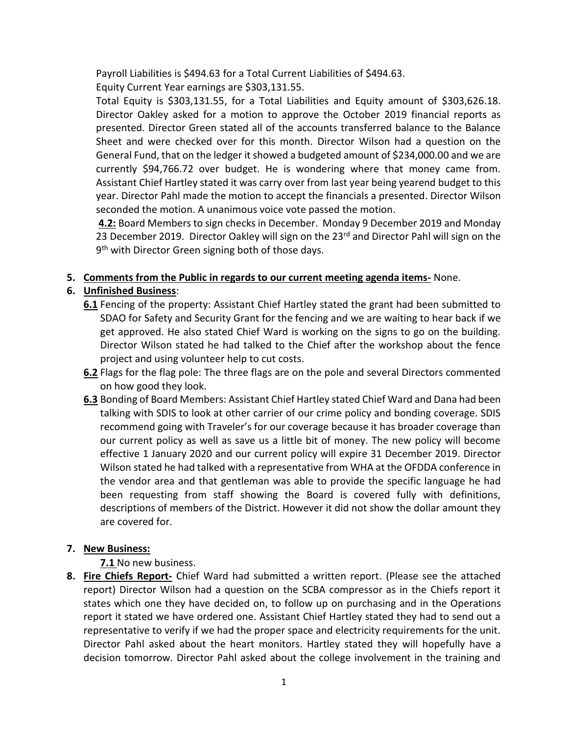Payroll Liabilities is $494.63 for a Total Current Liabilities of $494.63.

Equity Current Year earnings are $303,131.55.

Total Equity is $303,131.55, for a Total Liabilities and Equity amount of $303,626.18. Director Oakley asked for a motion to approve the October 2019 financial reports as presented. Director Green stated all of the accounts transferred balance to the Balance Sheet and were checked over for this month. Director Wilson had a question on the General Fund, that on the ledger it showed a budgeted amount of $234,000.00 and we are currently $94,766.72 over budget. He is wondering where that money came from. Assistant Chief Hartley stated it was carry over from last year being yearend budget to this year. Director Pahl made the motion to accept the financials a presented. Director Wilson seconded the motion. A unanimous voice vote passed the motion.

**4.2:** Board Members to sign checks in December. Monday 9 December 2019 and Monday 23 December 2019. Director Oakley will sign on the 23rd and Director Pahl will sign on the 9th with Director Green signing both of those days.

5. **Comments from the Public in regards to our current meeting agenda items-** None.
6. **Unfinished Business**:
   - **6.1** Fencing of the property: Assistant Chief Hartley stated the grant had been submitted to SDAO for Safety and Security Grant for the fencing and we are waiting to hear back if we get approved. He also stated Chief Ward is working on the signs to go on the building. Director Wilson stated he had talked to the Chief after the workshop about the fence project and using volunteer help to cut costs.
   - **6.2** Flags for the flag pole: The three flags are on the pole and several Directors commented on how good they look.
   - **6.3** Bonding of Board Members: Assistant Chief Hartley stated Chief Ward and Dana had been talking with SDIS to look at other carrier of our crime policy and bonding coverage. SDIS recommend going with Traveler's for our coverage because it has broader coverage than our current policy as well as save us a little bit of money. The new policy will become effective 1 January 2020 and our current policy will expire 31 December 2019. Director Wilson stated he had talked with a representative from WHA at the OFDDA conference in the vendor area and that gentleman was able to provide the specific language he had been requesting from staff showing the Board is covered fully with definitions, descriptions of members of the District. However it did not show the dollar amount they are covered for.

7. **New Business:**
   - **7.1** No new business.
8. **Fire Chiefs Report-** Chief Ward had submitted a written report. (Please see the attached report) Director Wilson had a question on the SCBA compressor as in the Chiefs report it states which one they have decided on, to follow up on purchasing and in the Operations report it stated we have ordered one. Assistant Chief Hartley stated they had to send out a representative to verify if we had the proper space and electricity requirements for the unit. Director Pahl asked about the heart monitors. Hartley stated they will hopefully have a decision tomorrow. Director Pahl asked about the college involvement in the training and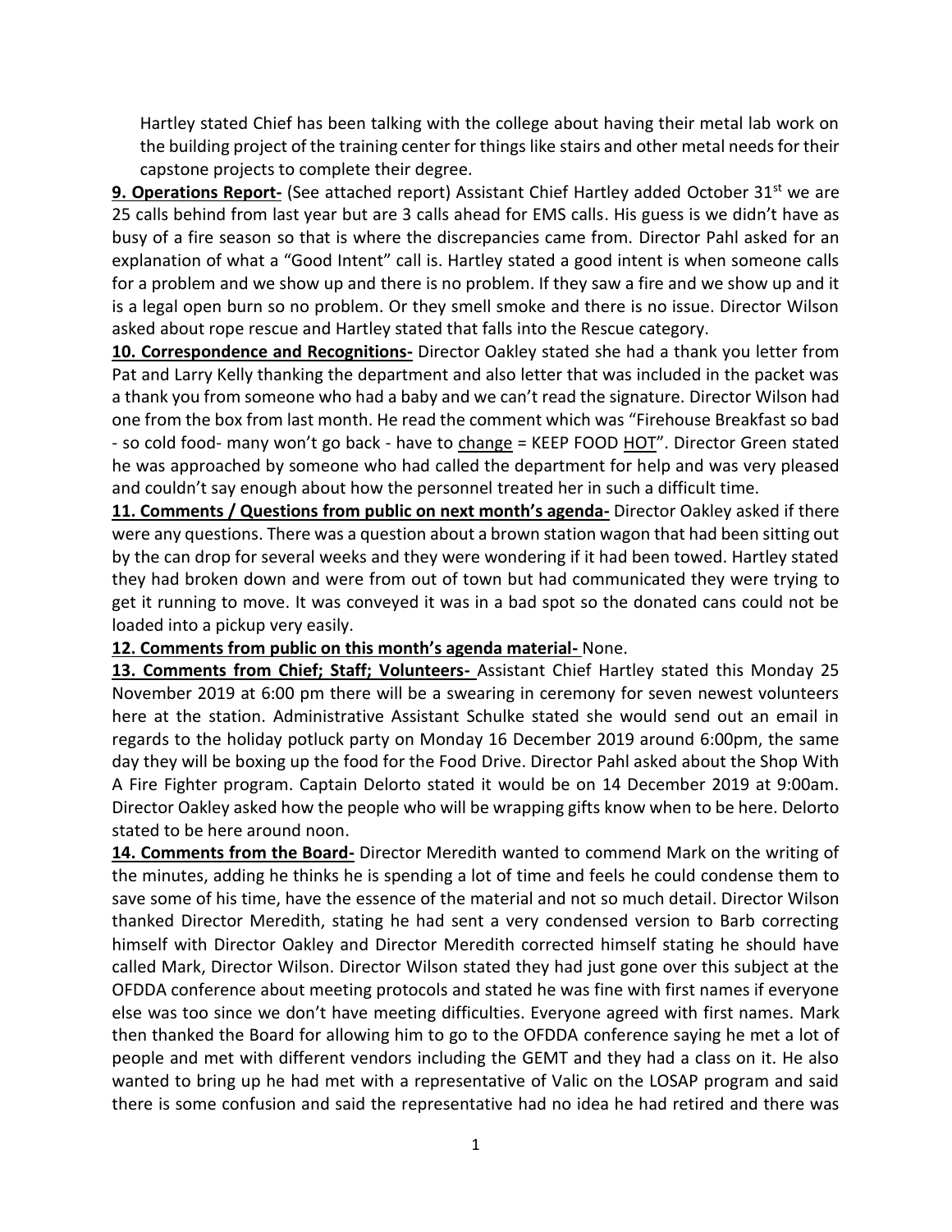Hartley stated Chief has been talking with the college about having their metal lab work on the building project of the training center for things like stairs and other metal needs for their capstone projects to complete their degree.

**9. Operations Report-** (See attached report) Assistant Chief Hartley added October 31st we are 25 calls behind from last year but are 3 calls ahead for EMS calls. His guess is we didn't have as busy of a fire season so that is where the discrepancies came from. Director Pahl asked for an explanation of what a "Good Intent" call is. Hartley stated a good intent is when someone calls for a problem and we show up and there is no problem. If they saw a fire and we show up and it is a legal open burn so no problem. Or they smell smoke and there is no issue. Director Wilson asked about rope rescue and Hartley stated that falls into the Rescue category.

**10. Correspondence and Recognitions-** Director Oakley stated she had a thank you letter from Pat and Larry Kelly thanking the department and also letter that was included in the packet was a thank you from someone who had a baby and we can't read the signature. Director Wilson had one from the box from last month. He read the comment which was "Firehouse Breakfast so bad - so cold food- many won't go back - have to change = KEEP FOOD HOT". Director Green stated he was approached by someone who had called the department for help and was very pleased and couldn't say enough about how the personnel treated her in such a difficult time.

**11. Comments / Questions from public on next month's agenda-** Director Oakley asked if there were any questions. There was a question about a brown station wagon that had been sitting out by the can drop for several weeks and they were wondering if it had been towed. Hartley stated they had broken down and were from out of town but had communicated they were trying to get it running to move. It was conveyed it was in a bad spot so the donated cans could not be loaded into a pickup very easily.

**12. Comments from public on this month's agenda material-** None.

**13. Comments from Chief; Staff; Volunteers-** Assistant Chief Hartley stated this Monday 25 November 2019 at 6:00 pm there will be a swearing in ceremony for seven newest volunteers here at the station. Administrative Assistant Schulke stated she would send out an email in regards to the holiday potluck party on Monday 16 December 2019 around 6:00pm, the same day they will be boxing up the food for the Food Drive. Director Pahl asked about the Shop With A Fire Fighter program. Captain Delorto stated it would be on 14 December 2019 at 9:00am. Director Oakley asked how the people who will be wrapping gifts know when to be here. Delorto stated to be here around noon.

**14. Comments from the Board-** Director Meredith wanted to commend Mark on the writing of the minutes, adding he thinks he is spending a lot of time and feels he could condense them to save some of his time, have the essence of the material and not so much detail. Director Wilson thanked Director Meredith, stating he had sent a very condensed version to Barb correcting himself with Director Oakley and Director Meredith corrected himself stating he should have called Mark, Director Wilson. Director Wilson stated they had just gone over this subject at the OFDDA conference about meeting protocols and stated he was fine with first names if everyone else was too since we don't have meeting difficulties. Everyone agreed with first names. Mark then thanked the Board for allowing him to go to the OFDDA conference saying he met a lot of people and met with different vendors including the GEMT and they had a class on it. He also wanted to bring up he had met with a representative of Valic on the LOSAP program and said there is some confusion and said the representative had no idea he had retired and there was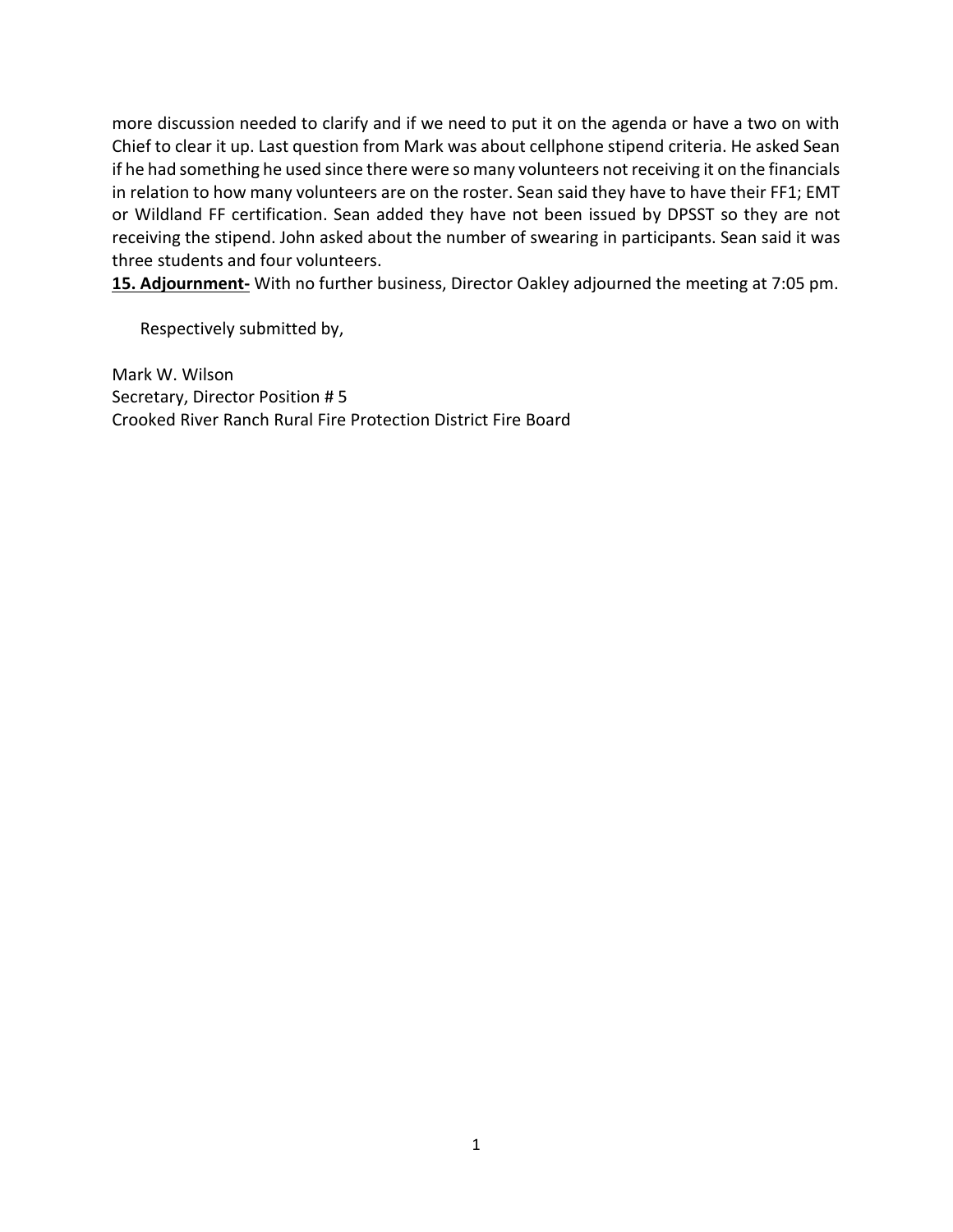more discussion needed to clarify and if we need to put it on the agenda or have a two on with Chief to clear it up. Last question from Mark was about cellphone stipend criteria. He asked Sean if he had something he used since there were so many volunteers not receiving it on the financials in relation to how many volunteers are on the roster. Sean said they have to have their FF1; EMT or Wildland FF certification. Sean added they have not been issued by DPSST so they are not receiving the stipend. John asked about the number of swearing in participants. Sean said it was three students and four volunteers.

**15. Adjournment-** With no further business, Director Oakley adjourned the meeting at 7:05 pm.

Respectively submitted by,

Mark W. Wilson
Secretary, Director Position # 5
Crooked River Ranch Rural Fire Protection District Fire Board